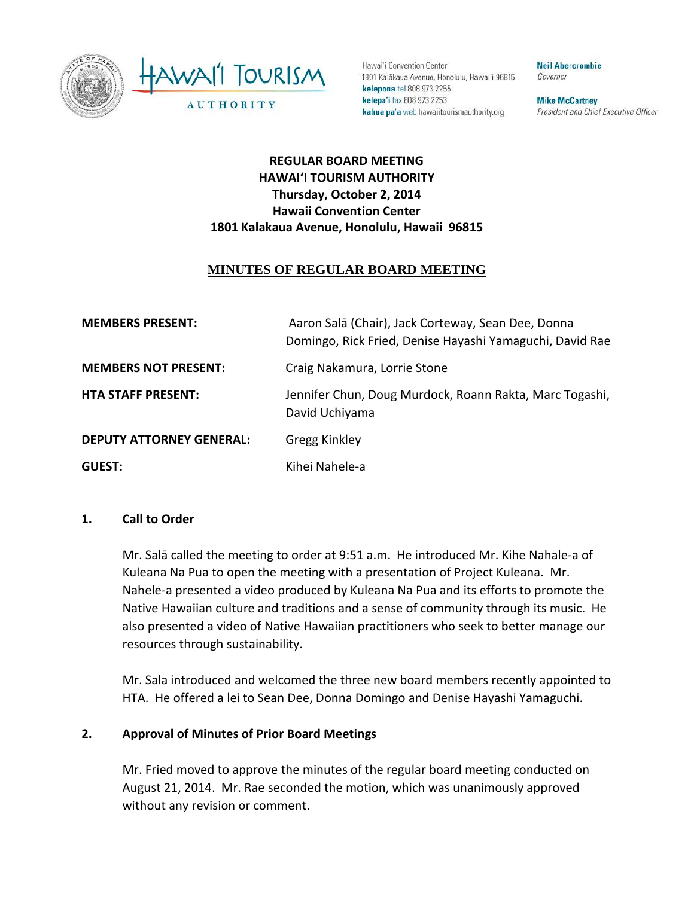Hawai'i Convention Center
1801 Kalākaua Avenue, Honolulu, Hawai'i 96815
**kelepona** tel 808 973 2255
**kelepa'i** fax 808 973 2253
**kahua pa'a** web hawaiitourismauthority.org

**Neil Abercrombie**
*Governor*

**Mike McCartney**
*President and Chief Executive Officer*

**REGULAR BOARD MEETING**
**HAWAI'I TOURISM AUTHORITY**
**Thursday, October 2, 2014**
**Hawaii Convention Center**
**1801 Kalakaua Avenue, Honolulu, Hawaii 96815**

# MINUTES OF REGULAR BOARD MEETING

| | |
|---|---|
| **MEMBERS PRESENT:** | Aaron Salā (Chair), Jack Corteway, Sean Dee, Donna Domingo, Rick Fried, Denise Hayashi Yamaguchi, David Rae |
| **MEMBERS NOT PRESENT:** | Craig Nakamura, Lorrie Stone |
| **HTA STAFF PRESENT:** | Jennifer Chun, Doug Murdock, Roann Rakta, Marc Togashi, David Uchiyama |
| **DEPUTY ATTORNEY GENERAL:** | Gregg Kinkley |
| **GUEST:** | Kihei Nahele-a |

## 1. Call to Order

Mr. Salā called the meeting to order at 9:51 a.m. He introduced Mr. Kihe Nahale-a of Kuleana Na Pua to open the meeting with a presentation of Project Kuleana. Mr. Nahele-a presented a video produced by Kuleana Na Pua and its efforts to promote the Native Hawaiian culture and traditions and a sense of community through its music. He also presented a video of Native Hawaiian practitioners who seek to better manage our resources through sustainability.

Mr. Sala introduced and welcomed the three new board members recently appointed to HTA. He offered a lei to Sean Dee, Donna Domingo and Denise Hayashi Yamaguchi.

## 2. Approval of Minutes of Prior Board Meetings

Mr. Fried moved to approve the minutes of the regular board meeting conducted on August 21, 2014. Mr. Rae seconded the motion, which was unanimously approved without any revision or comment.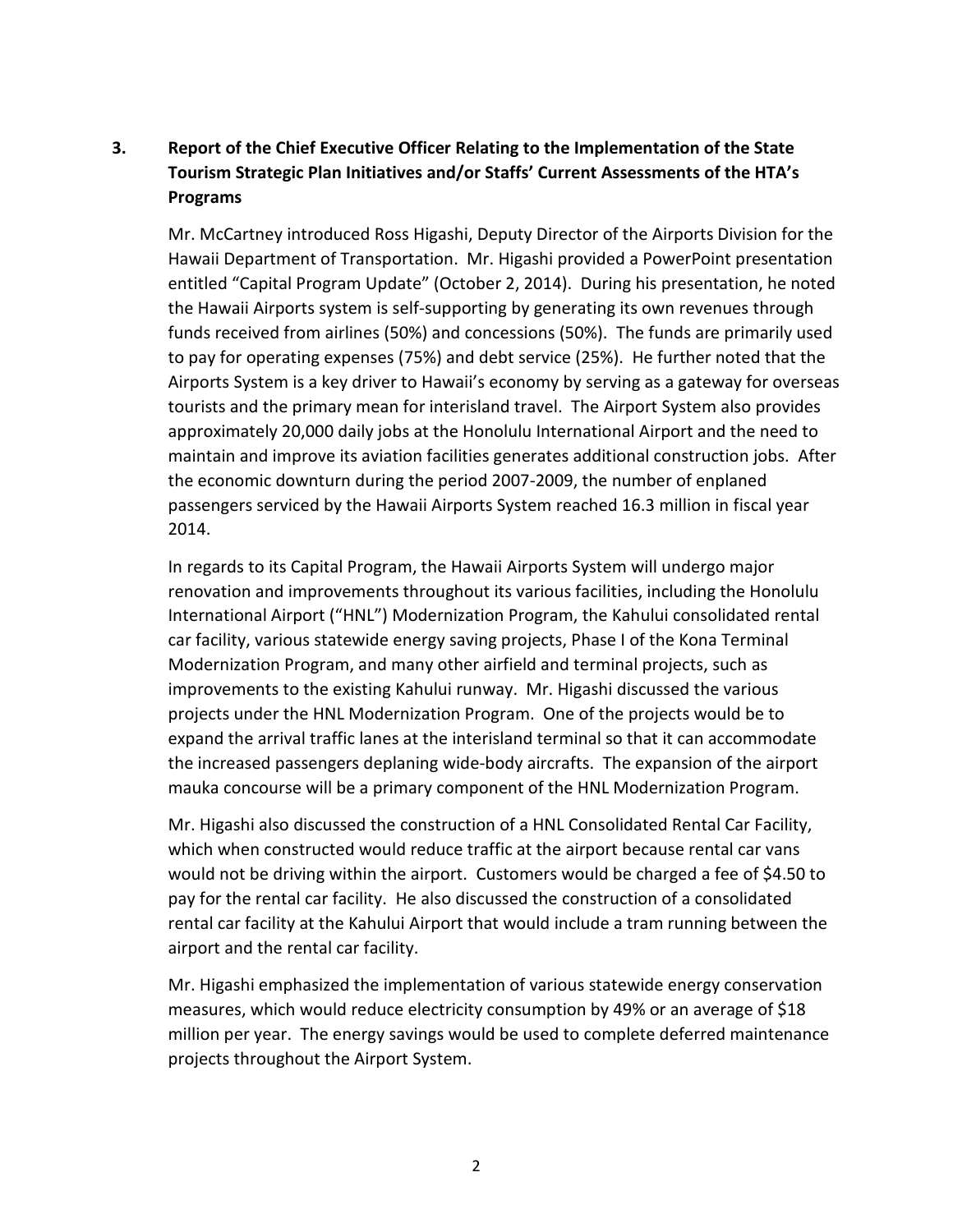**3. Report of the Chief Executive Officer Relating to the Implementation of the State Tourism Strategic Plan Initiatives and/or Staffs' Current Assessments of the HTA's Programs**

Mr. McCartney introduced Ross Higashi, Deputy Director of the Airports Division for the Hawaii Department of Transportation. Mr. Higashi provided a PowerPoint presentation entitled "Capital Program Update" (October 2, 2014). During his presentation, he noted the Hawaii Airports system is self-supporting by generating its own revenues through funds received from airlines (50%) and concessions (50%). The funds are primarily used to pay for operating expenses (75%) and debt service (25%). He further noted that the Airports System is a key driver to Hawaii's economy by serving as a gateway for overseas tourists and the primary mean for interisland travel. The Airport System also provides approximately 20,000 daily jobs at the Honolulu International Airport and the need to maintain and improve its aviation facilities generates additional construction jobs. After the economic downturn during the period 2007-2009, the number of enplaned passengers serviced by the Hawaii Airports System reached 16.3 million in fiscal year 2014.

In regards to its Capital Program, the Hawaii Airports System will undergo major renovation and improvements throughout its various facilities, including the Honolulu International Airport ("HNL") Modernization Program, the Kahului consolidated rental car facility, various statewide energy saving projects, Phase I of the Kona Terminal Modernization Program, and many other airfield and terminal projects, such as improvements to the existing Kahului runway. Mr. Higashi discussed the various projects under the HNL Modernization Program. One of the projects would be to expand the arrival traffic lanes at the interisland terminal so that it can accommodate the increased passengers deplaning wide-body aircrafts. The expansion of the airport mauka concourse will be a primary component of the HNL Modernization Program.

Mr. Higashi also discussed the construction of a HNL Consolidated Rental Car Facility, which when constructed would reduce traffic at the airport because rental car vans would not be driving within the airport. Customers would be charged a fee of $4.50 to pay for the rental car facility. He also discussed the construction of a consolidated rental car facility at the Kahului Airport that would include a tram running between the airport and the rental car facility.

Mr. Higashi emphasized the implementation of various statewide energy conservation measures, which would reduce electricity consumption by 49% or an average of $18 million per year. The energy savings would be used to complete deferred maintenance projects throughout the Airport System.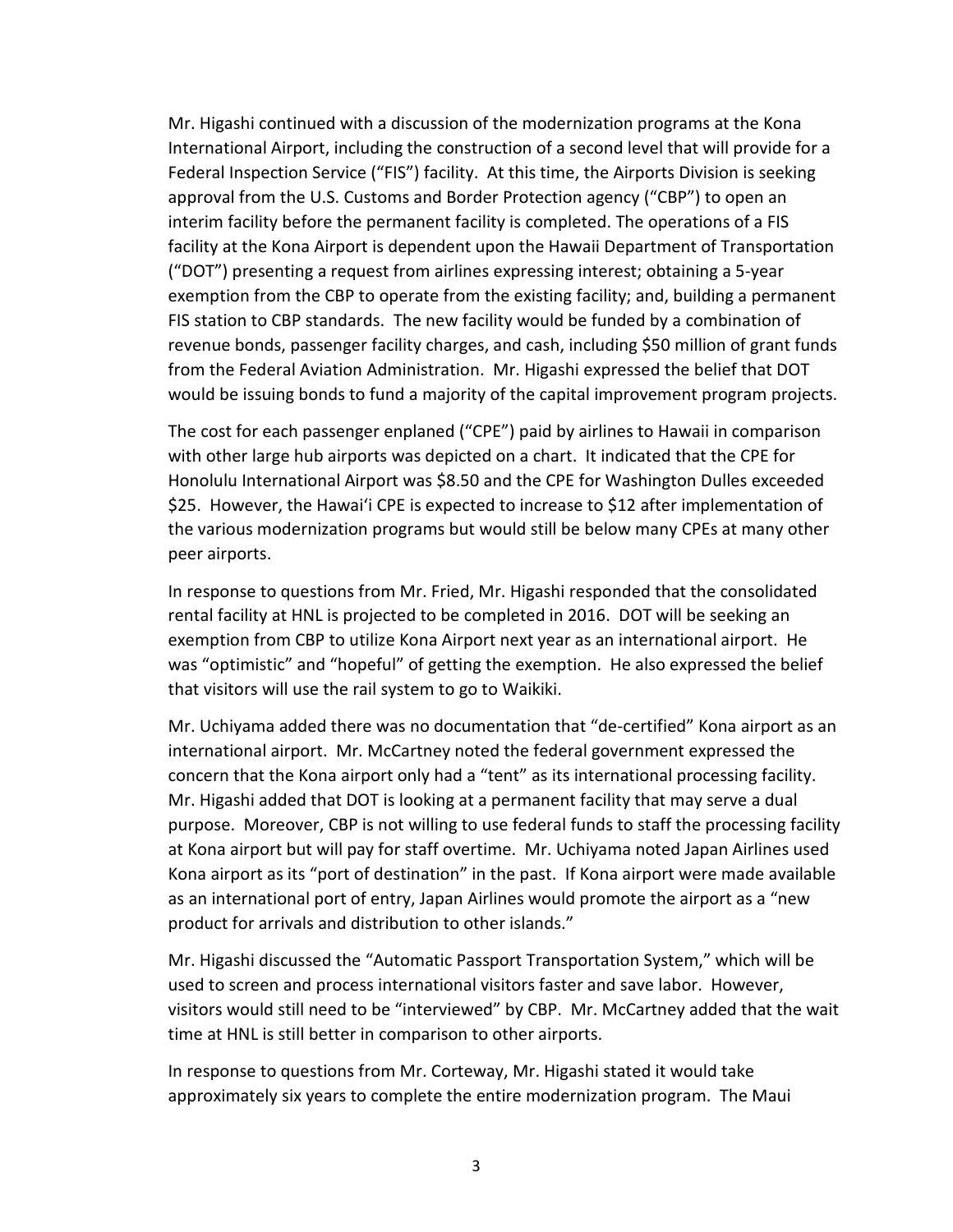Mr. Higashi continued with a discussion of the modernization programs at the Kona International Airport, including the construction of a second level that will provide for a Federal Inspection Service ("FIS") facility. At this time, the Airports Division is seeking approval from the U.S. Customs and Border Protection agency ("CBP") to open an interim facility before the permanent facility is completed. The operations of a FIS facility at the Kona Airport is dependent upon the Hawaii Department of Transportation ("DOT") presenting a request from airlines expressing interest; obtaining a 5-year exemption from the CBP to operate from the existing facility; and, building a permanent FIS station to CBP standards. The new facility would be funded by a combination of revenue bonds, passenger facility charges, and cash, including $50 million of grant funds from the Federal Aviation Administration. Mr. Higashi expressed the belief that DOT would be issuing bonds to fund a majority of the capital improvement program projects.

The cost for each passenger enplaned ("CPE") paid by airlines to Hawaii in comparison with other large hub airports was depicted on a chart. It indicated that the CPE for Honolulu International Airport was $8.50 and the CPE for Washington Dulles exceeded $25. However, the Hawaiʻi CPE is expected to increase to $12 after implementation of the various modernization programs but would still be below many CPEs at many other peer airports.

In response to questions from Mr. Fried, Mr. Higashi responded that the consolidated rental facility at HNL is projected to be completed in 2016. DOT will be seeking an exemption from CBP to utilize Kona Airport next year as an international airport. He was "optimistic" and "hopeful" of getting the exemption. He also expressed the belief that visitors will use the rail system to go to Waikiki.

Mr. Uchiyama added there was no documentation that "de-certified" Kona airport as an international airport. Mr. McCartney noted the federal government expressed the concern that the Kona airport only had a "tent" as its international processing facility. Mr. Higashi added that DOT is looking at a permanent facility that may serve a dual purpose. Moreover, CBP is not willing to use federal funds to staff the processing facility at Kona airport but will pay for staff overtime. Mr. Uchiyama noted Japan Airlines used Kona airport as its "port of destination" in the past. If Kona airport were made available as an international port of entry, Japan Airlines would promote the airport as a "new product for arrivals and distribution to other islands."

Mr. Higashi discussed the "Automatic Passport Transportation System," which will be used to screen and process international visitors faster and save labor. However, visitors would still need to be "interviewed" by CBP. Mr. McCartney added that the wait time at HNL is still better in comparison to other airports.

In response to questions from Mr. Corteway, Mr. Higashi stated it would take approximately six years to complete the entire modernization program. The Maui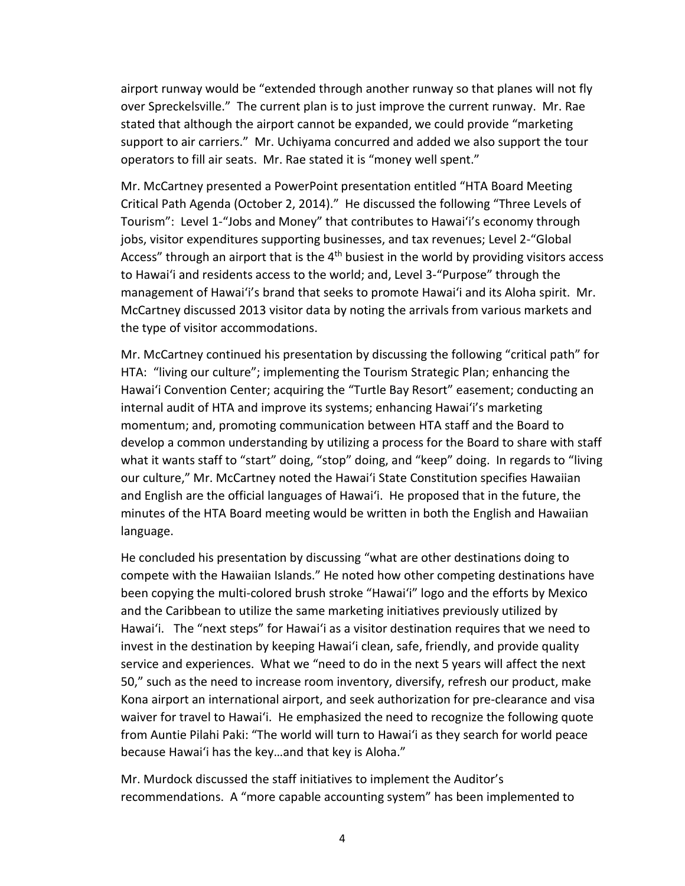airport runway would be "extended through another runway so that planes will not fly over Spreckelsville." The current plan is to just improve the current runway. Mr. Rae stated that although the airport cannot be expanded, we could provide "marketing support to air carriers." Mr. Uchiyama concurred and added we also support the tour operators to fill air seats. Mr. Rae stated it is "money well spent."

Mr. McCartney presented a PowerPoint presentation entitled "HTA Board Meeting Critical Path Agenda (October 2, 2014)." He discussed the following "Three Levels of Tourism": Level 1-"Jobs and Money" that contributes to Hawaiʻi's economy through jobs, visitor expenditures supporting businesses, and tax revenues; Level 2-"Global Access" through an airport that is the 4th busiest in the world by providing visitors access to Hawaiʻi and residents access to the world; and, Level 3-"Purpose" through the management of Hawaiʻi's brand that seeks to promote Hawaiʻi and its Aloha spirit. Mr. McCartney discussed 2013 visitor data by noting the arrivals from various markets and the type of visitor accommodations.

Mr. McCartney continued his presentation by discussing the following "critical path" for HTA: "living our culture"; implementing the Tourism Strategic Plan; enhancing the Hawaiʻi Convention Center; acquiring the "Turtle Bay Resort" easement; conducting an internal audit of HTA and improve its systems; enhancing Hawaiʻi's marketing momentum; and, promoting communication between HTA staff and the Board to develop a common understanding by utilizing a process for the Board to share with staff what it wants staff to "start" doing, "stop" doing, and "keep" doing. In regards to "living our culture," Mr. McCartney noted the Hawaiʻi State Constitution specifies Hawaiian and English are the official languages of Hawaiʻi. He proposed that in the future, the minutes of the HTA Board meeting would be written in both the English and Hawaiian language.

He concluded his presentation by discussing "what are other destinations doing to compete with the Hawaiian Islands." He noted how other competing destinations have been copying the multi-colored brush stroke "Hawaiʻi" logo and the efforts by Mexico and the Caribbean to utilize the same marketing initiatives previously utilized by Hawaiʻi. The "next steps" for Hawaiʻi as a visitor destination requires that we need to invest in the destination by keeping Hawaiʻi clean, safe, friendly, and provide quality service and experiences. What we "need to do in the next 5 years will affect the next 50," such as the need to increase room inventory, diversify, refresh our product, make Kona airport an international airport, and seek authorization for pre-clearance and visa waiver for travel to Hawaiʻi. He emphasized the need to recognize the following quote from Auntie Pilahi Paki: "The world will turn to Hawaiʻi as they search for world peace because Hawaiʻi has the key…and that key is Aloha."

Mr. Murdock discussed the staff initiatives to implement the Auditor's recommendations. A "more capable accounting system" has been implemented to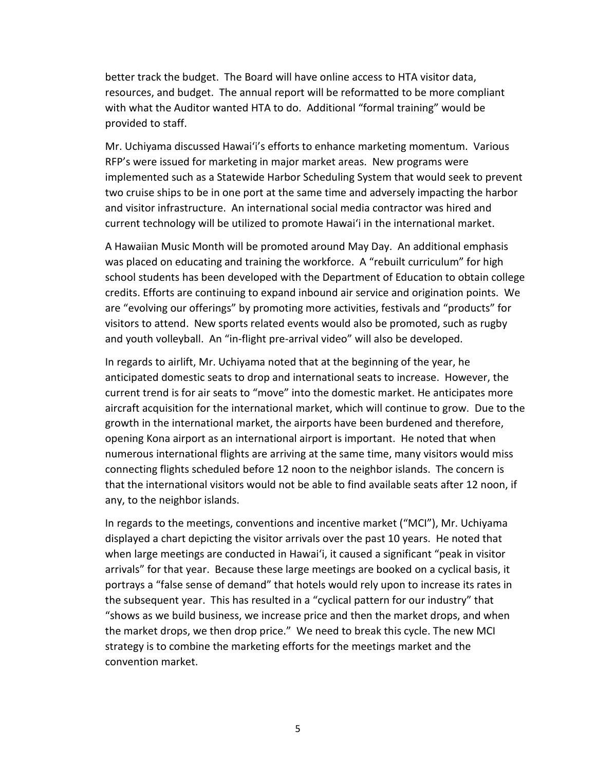better track the budget. The Board will have online access to HTA visitor data, resources, and budget. The annual report will be reformatted to be more compliant with what the Auditor wanted HTA to do. Additional "formal training" would be provided to staff.

Mr. Uchiyama discussed Hawaiʻi's efforts to enhance marketing momentum. Various RFP's were issued for marketing in major market areas. New programs were implemented such as a Statewide Harbor Scheduling System that would seek to prevent two cruise ships to be in one port at the same time and adversely impacting the harbor and visitor infrastructure. An international social media contractor was hired and current technology will be utilized to promote Hawaiʻi in the international market.

A Hawaiian Music Month will be promoted around May Day. An additional emphasis was placed on educating and training the workforce. A "rebuilt curriculum" for high school students has been developed with the Department of Education to obtain college credits. Efforts are continuing to expand inbound air service and origination points. We are "evolving our offerings" by promoting more activities, festivals and "products" for visitors to attend. New sports related events would also be promoted, such as rugby and youth volleyball. An "in-flight pre-arrival video" will also be developed.

In regards to airlift, Mr. Uchiyama noted that at the beginning of the year, he anticipated domestic seats to drop and international seats to increase. However, the current trend is for air seats to "move" into the domestic market. He anticipates more aircraft acquisition for the international market, which will continue to grow. Due to the growth in the international market, the airports have been burdened and therefore, opening Kona airport as an international airport is important. He noted that when numerous international flights are arriving at the same time, many visitors would miss connecting flights scheduled before 12 noon to the neighbor islands. The concern is that the international visitors would not be able to find available seats after 12 noon, if any, to the neighbor islands.

In regards to the meetings, conventions and incentive market ("MCI"), Mr. Uchiyama displayed a chart depicting the visitor arrivals over the past 10 years. He noted that when large meetings are conducted in Hawaiʻi, it caused a significant "peak in visitor arrivals" for that year. Because these large meetings are booked on a cyclical basis, it portrays a "false sense of demand" that hotels would rely upon to increase its rates in the subsequent year. This has resulted in a "cyclical pattern for our industry" that "shows as we build business, we increase price and then the market drops, and when the market drops, we then drop price." We need to break this cycle. The new MCI strategy is to combine the marketing efforts for the meetings market and the convention market.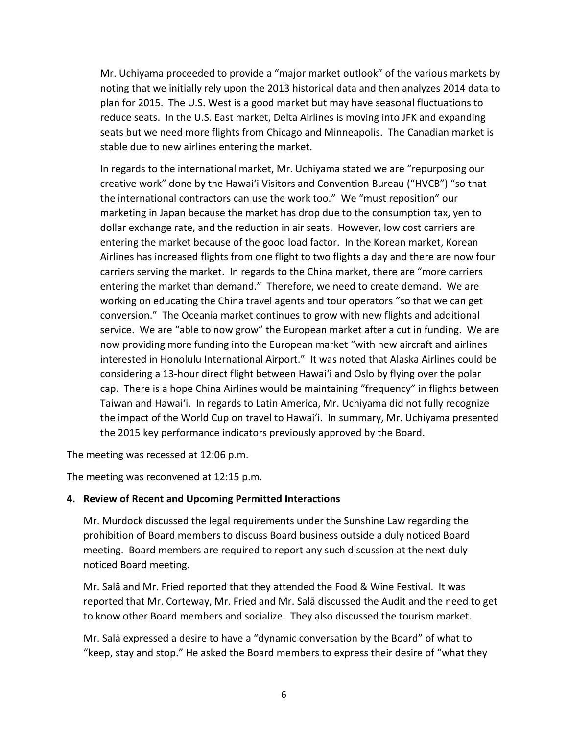Mr. Uchiyama proceeded to provide a "major market outlook" of the various markets by noting that we initially rely upon the 2013 historical data and then analyzes 2014 data to plan for 2015. The U.S. West is a good market but may have seasonal fluctuations to reduce seats. In the U.S. East market, Delta Airlines is moving into JFK and expanding seats but we need more flights from Chicago and Minneapolis. The Canadian market is stable due to new airlines entering the market.

In regards to the international market, Mr. Uchiyama stated we are "repurposing our creative work" done by the Hawaiʻi Visitors and Convention Bureau ("HVCB") "so that the international contractors can use the work too." We "must reposition" our marketing in Japan because the market has drop due to the consumption tax, yen to dollar exchange rate, and the reduction in air seats. However, low cost carriers are entering the market because of the good load factor. In the Korean market, Korean Airlines has increased flights from one flight to two flights a day and there are now four carriers serving the market. In regards to the China market, there are "more carriers entering the market than demand." Therefore, we need to create demand. We are working on educating the China travel agents and tour operators "so that we can get conversion." The Oceania market continues to grow with new flights and additional service. We are "able to now grow" the European market after a cut in funding. We are now providing more funding into the European market "with new aircraft and airlines interested in Honolulu International Airport." It was noted that Alaska Airlines could be considering a 13-hour direct flight between Hawaiʻi and Oslo by flying over the polar cap. There is a hope China Airlines would be maintaining "frequency" in flights between Taiwan and Hawaiʻi. In regards to Latin America, Mr. Uchiyama did not fully recognize the impact of the World Cup on travel to Hawaiʻi. In summary, Mr. Uchiyama presented the 2015 key performance indicators previously approved by the Board.

The meeting was recessed at 12:06 p.m.

The meeting was reconvened at 12:15 p.m.

**4. Review of Recent and Upcoming Permitted Interactions**

Mr. Murdock discussed the legal requirements under the Sunshine Law regarding the prohibition of Board members to discuss Board business outside a duly noticed Board meeting. Board members are required to report any such discussion at the next duly noticed Board meeting.

Mr. Salā and Mr. Fried reported that they attended the Food & Wine Festival. It was reported that Mr. Corteway, Mr. Fried and Mr. Salā discussed the Audit and the need to get to know other Board members and socialize. They also discussed the tourism market.

Mr. Salā expressed a desire to have a "dynamic conversation by the Board" of what to "keep, stay and stop." He asked the Board members to express their desire of "what they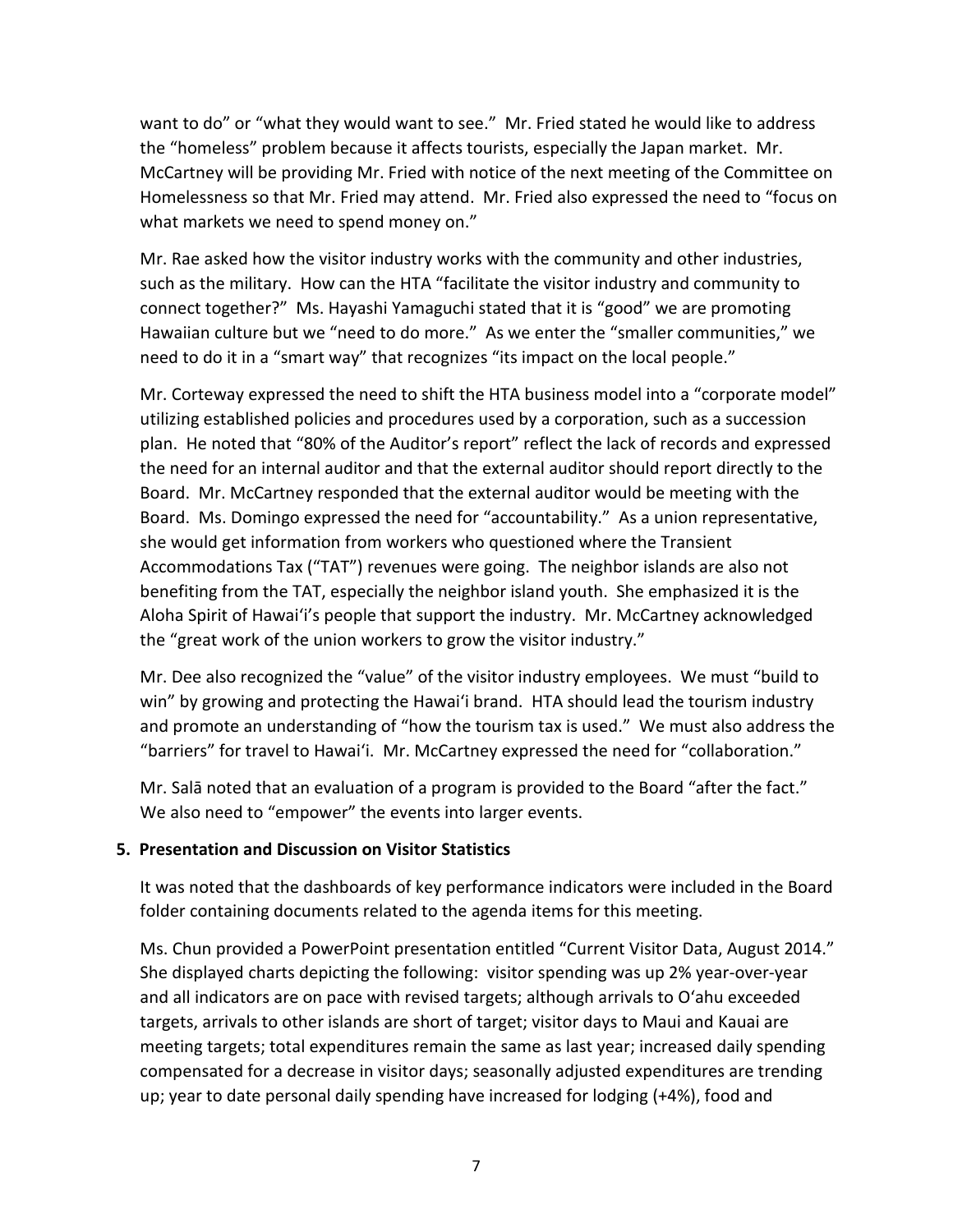want to do" or "what they would want to see." Mr. Fried stated he would like to address the "homeless" problem because it affects tourists, especially the Japan market. Mr. McCartney will be providing Mr. Fried with notice of the next meeting of the Committee on Homelessness so that Mr. Fried may attend. Mr. Fried also expressed the need to "focus on what markets we need to spend money on."

Mr. Rae asked how the visitor industry works with the community and other industries, such as the military. How can the HTA "facilitate the visitor industry and community to connect together?" Ms. Hayashi Yamaguchi stated that it is "good" we are promoting Hawaiian culture but we "need to do more." As we enter the "smaller communities," we need to do it in a "smart way" that recognizes "its impact on the local people."

Mr. Corteway expressed the need to shift the HTA business model into a "corporate model" utilizing established policies and procedures used by a corporation, such as a succession plan. He noted that "80% of the Auditor's report" reflect the lack of records and expressed the need for an internal auditor and that the external auditor should report directly to the Board. Mr. McCartney responded that the external auditor would be meeting with the Board. Ms. Domingo expressed the need for "accountability." As a union representative, she would get information from workers who questioned where the Transient Accommodations Tax ("TAT") revenues were going. The neighbor islands are also not benefiting from the TAT, especially the neighbor island youth. She emphasized it is the Aloha Spirit of Hawai'i's people that support the industry. Mr. McCartney acknowledged the "great work of the union workers to grow the visitor industry."

Mr. Dee also recognized the "value" of the visitor industry employees. We must "build to win" by growing and protecting the Hawai'i brand. HTA should lead the tourism industry and promote an understanding of "how the tourism tax is used." We must also address the "barriers" for travel to Hawai'i. Mr. McCartney expressed the need for "collaboration."

Mr. Salā noted that an evaluation of a program is provided to the Board "after the fact." We also need to "empower" the events into larger events.

**5. Presentation and Discussion on Visitor Statistics**

It was noted that the dashboards of key performance indicators were included in the Board folder containing documents related to the agenda items for this meeting.

Ms. Chun provided a PowerPoint presentation entitled "Current Visitor Data, August 2014." She displayed charts depicting the following: visitor spending was up 2% year-over-year and all indicators are on pace with revised targets; although arrivals to O'ahu exceeded targets, arrivals to other islands are short of target; visitor days to Maui and Kauai are meeting targets; total expenditures remain the same as last year; increased daily spending compensated for a decrease in visitor days; seasonally adjusted expenditures are trending up; year to date personal daily spending have increased for lodging (+4%), food and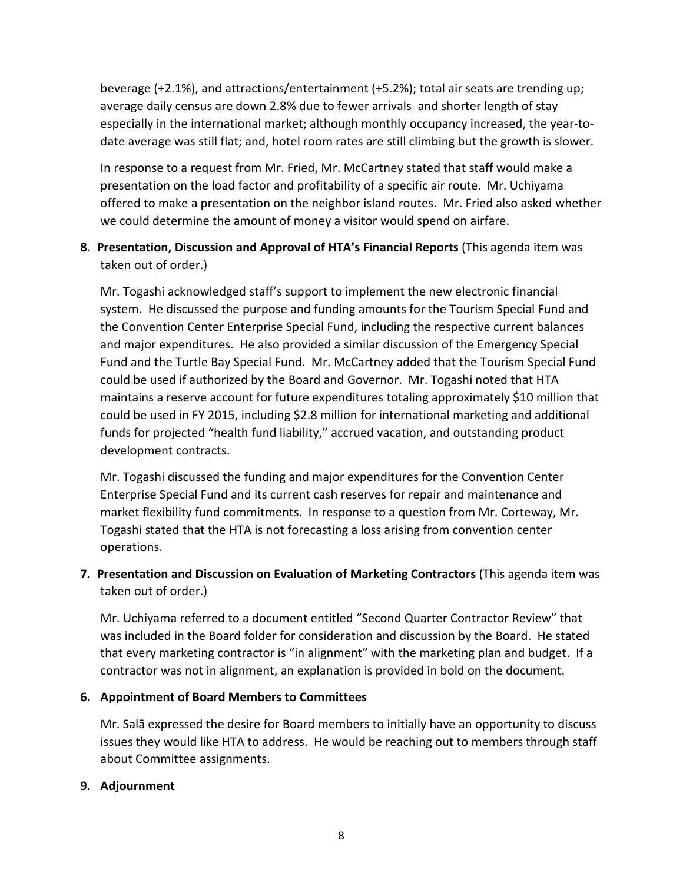beverage (+2.1%), and attractions/entertainment (+5.2%); total air seats are trending up; average daily census are down 2.8% due to fewer arrivals and shorter length of stay especially in the international market; although monthly occupancy increased, the year-to-date average was still flat; and, hotel room rates are still climbing but the growth is slower.

In response to a request from Mr. Fried, Mr. McCartney stated that staff would make a presentation on the load factor and profitability of a specific air route. Mr. Uchiyama offered to make a presentation on the neighbor island routes. Mr. Fried also asked whether we could determine the amount of money a visitor would spend on airfare.

**8. Presentation, Discussion and Approval of HTA's Financial Reports** (This agenda item was taken out of order.)

Mr. Togashi acknowledged staff's support to implement the new electronic financial system. He discussed the purpose and funding amounts for the Tourism Special Fund and the Convention Center Enterprise Special Fund, including the respective current balances and major expenditures. He also provided a similar discussion of the Emergency Special Fund and the Turtle Bay Special Fund. Mr. McCartney added that the Tourism Special Fund could be used if authorized by the Board and Governor. Mr. Togashi noted that HTA maintains a reserve account for future expenditures totaling approximately \$10 million that could be used in FY 2015, including \$2.8 million for international marketing and additional funds for projected "health fund liability," accrued vacation, and outstanding product development contracts.

Mr. Togashi discussed the funding and major expenditures for the Convention Center Enterprise Special Fund and its current cash reserves for repair and maintenance and market flexibility fund commitments. In response to a question from Mr. Corteway, Mr. Togashi stated that the HTA is not forecasting a loss arising from convention center operations.

**7. Presentation and Discussion on Evaluation of Marketing Contractors** (This agenda item was taken out of order.)

Mr. Uchiyama referred to a document entitled "Second Quarter Contractor Review" that was included in the Board folder for consideration and discussion by the Board. He stated that every marketing contractor is "in alignment" with the marketing plan and budget. If a contractor was not in alignment, an explanation is provided in bold on the document.

**6. Appointment of Board Members to Committees**

Mr. Salā expressed the desire for Board members to initially have an opportunity to discuss issues they would like HTA to address. He would be reaching out to members through staff about Committee assignments.

**9. Adjournment**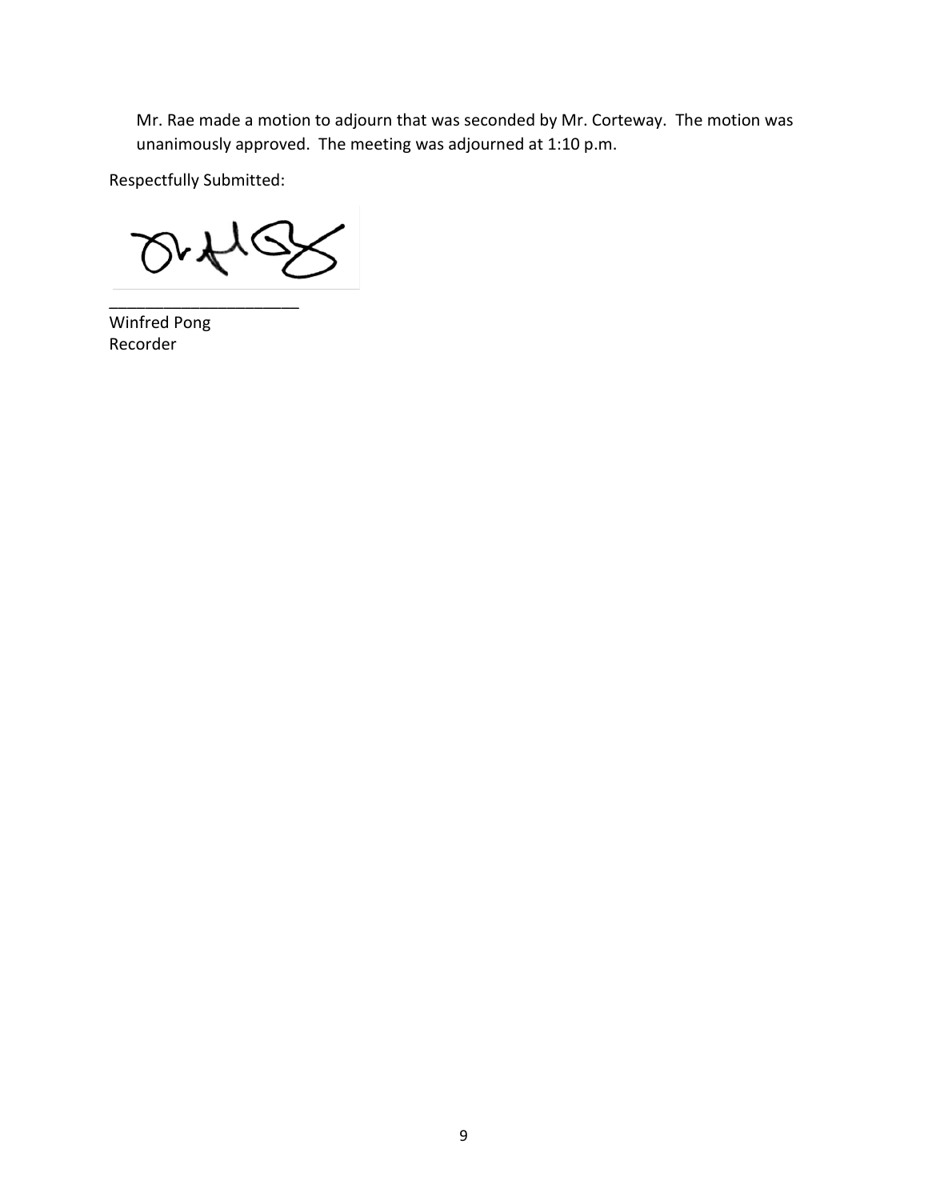Mr. Rae made a motion to adjourn that was seconded by Mr. Corteway. The motion was unanimously approved. The meeting was adjourned at 1:10 p.m.

Respectfully Submitted:

\_\_\_\_\_\_\_\_\_\_\_\_\_\_\_\_\_\_\_\_

Winfred Pong
Recorder